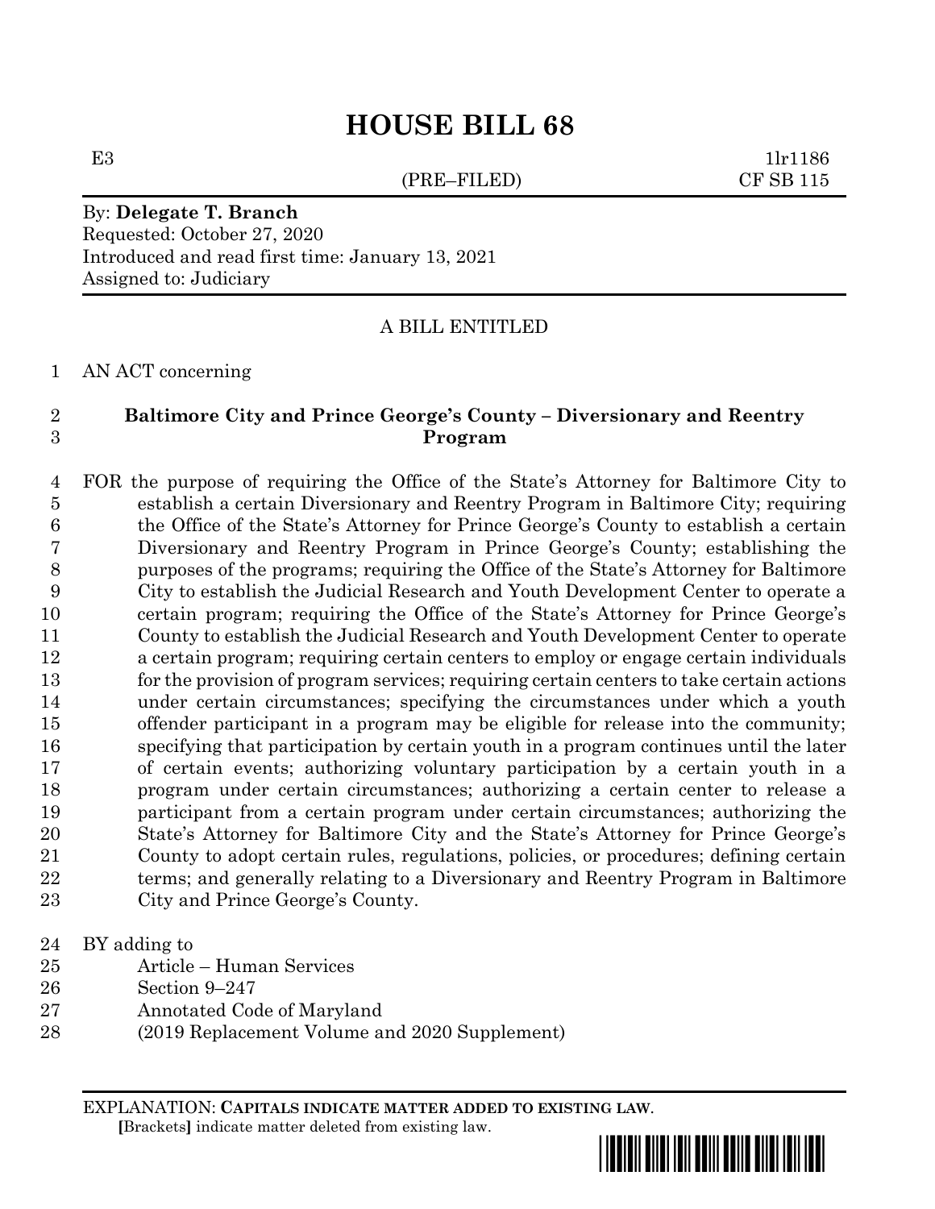# HOUSE BILL 68

E3 (PRE–FILED) 1lr1186
CF SB 115

By: **Delegate T. Branch**
Requested: October 27, 2020
Introduced and read first time: January 13, 2021
Assigned to: Judiciary

A BILL ENTITLED

1 AN ACT concerning

2 **Baltimore City and Prince George's County – Diversionary and Reentry**
3 **Program**

4 FOR the purpose of requiring the Office of the State's Attorney for Baltimore City to
5 establish a certain Diversionary and Reentry Program in Baltimore City; requiring
6 the Office of the State's Attorney for Prince George's County to establish a certain
7 Diversionary and Reentry Program in Prince George's County; establishing the
8 purposes of the programs; requiring the Office of the State's Attorney for Baltimore
9 City to establish the Judicial Research and Youth Development Center to operate a
10 certain program; requiring the Office of the State's Attorney for Prince George's
11 County to establish the Judicial Research and Youth Development Center to operate
12 a certain program; requiring certain centers to employ or engage certain individuals
13 for the provision of program services; requiring certain centers to take certain actions
14 under certain circumstances; specifying the circumstances under which a youth
15 offender participant in a program may be eligible for release into the community;
16 specifying that participation by certain youth in a program continues until the later
17 of certain events; authorizing voluntary participation by a certain youth in a
18 program under certain circumstances; authorizing a certain center to release a
19 participant from a certain program under certain circumstances; authorizing the
20 State's Attorney for Baltimore City and the State's Attorney for Prince George's
21 County to adopt certain rules, regulations, policies, or procedures; defining certain
22 terms; and generally relating to a Diversionary and Reentry Program in Baltimore
23 City and Prince George's County.

24 BY adding to
25 Article – Human Services
26 Section 9–247
27 Annotated Code of Maryland
28 (2019 Replacement Volume and 2020 Supplement)

EXPLANATION: **CAPITALS INDICATE MATTER ADDED TO EXISTING LAW**.
**[**Brackets**]** indicate matter deleted from existing law.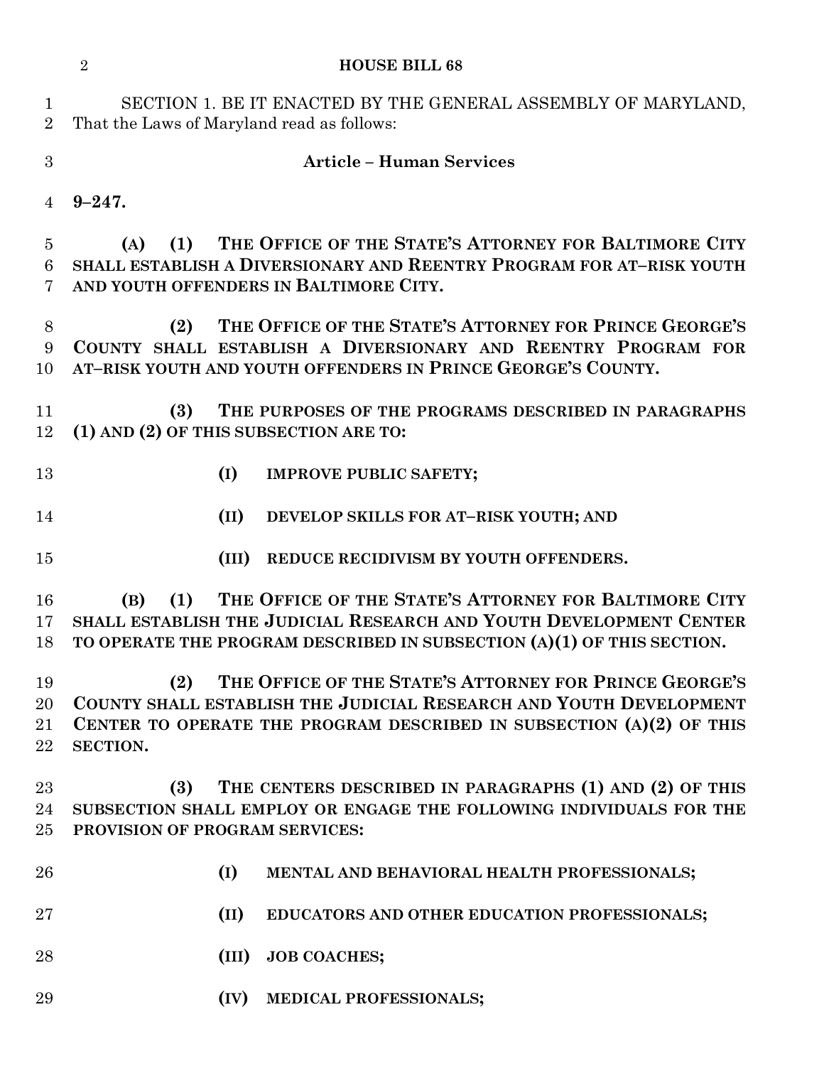SECTION 1. BE IT ENACTED BY THE GENERAL ASSEMBLY OF MARYLAND, That the Laws of Maryland read as follows:

**Article – Human Services**

**9–247.**

**(A) (1) THE OFFICE OF THE STATE'S ATTORNEY FOR BALTIMORE CITY SHALL ESTABLISH A DIVERSIONARY AND REENTRY PROGRAM FOR AT–RISK YOUTH AND YOUTH OFFENDERS IN BALTIMORE CITY.**

**(2) THE OFFICE OF THE STATE'S ATTORNEY FOR PRINCE GEORGE'S COUNTY SHALL ESTABLISH A DIVERSIONARY AND REENTRY PROGRAM FOR AT–RISK YOUTH AND YOUTH OFFENDERS IN PRINCE GEORGE'S COUNTY.**

**(3) THE PURPOSES OF THE PROGRAMS DESCRIBED IN PARAGRAPHS (1) AND (2) OF THIS SUBSECTION ARE TO:**

**(I) IMPROVE PUBLIC SAFETY;**

**(II) DEVELOP SKILLS FOR AT–RISK YOUTH; AND**

**(III) REDUCE RECIDIVISM BY YOUTH OFFENDERS.**

**(B) (1) THE OFFICE OF THE STATE'S ATTORNEY FOR BALTIMORE CITY SHALL ESTABLISH THE JUDICIAL RESEARCH AND YOUTH DEVELOPMENT CENTER TO OPERATE THE PROGRAM DESCRIBED IN SUBSECTION (A)(1) OF THIS SECTION.**

**(2) THE OFFICE OF THE STATE'S ATTORNEY FOR PRINCE GEORGE'S COUNTY SHALL ESTABLISH THE JUDICIAL RESEARCH AND YOUTH DEVELOPMENT CENTER TO OPERATE THE PROGRAM DESCRIBED IN SUBSECTION (A)(2) OF THIS SECTION.**

**(3) THE CENTERS DESCRIBED IN PARAGRAPHS (1) AND (2) OF THIS SUBSECTION SHALL EMPLOY OR ENGAGE THE FOLLOWING INDIVIDUALS FOR THE PROVISION OF PROGRAM SERVICES:**

**(I) MENTAL AND BEHAVIORAL HEALTH PROFESSIONALS;**

**(II) EDUCATORS AND OTHER EDUCATION PROFESSIONALS;**

**(III) JOB COACHES;**

**(IV) MEDICAL PROFESSIONALS;**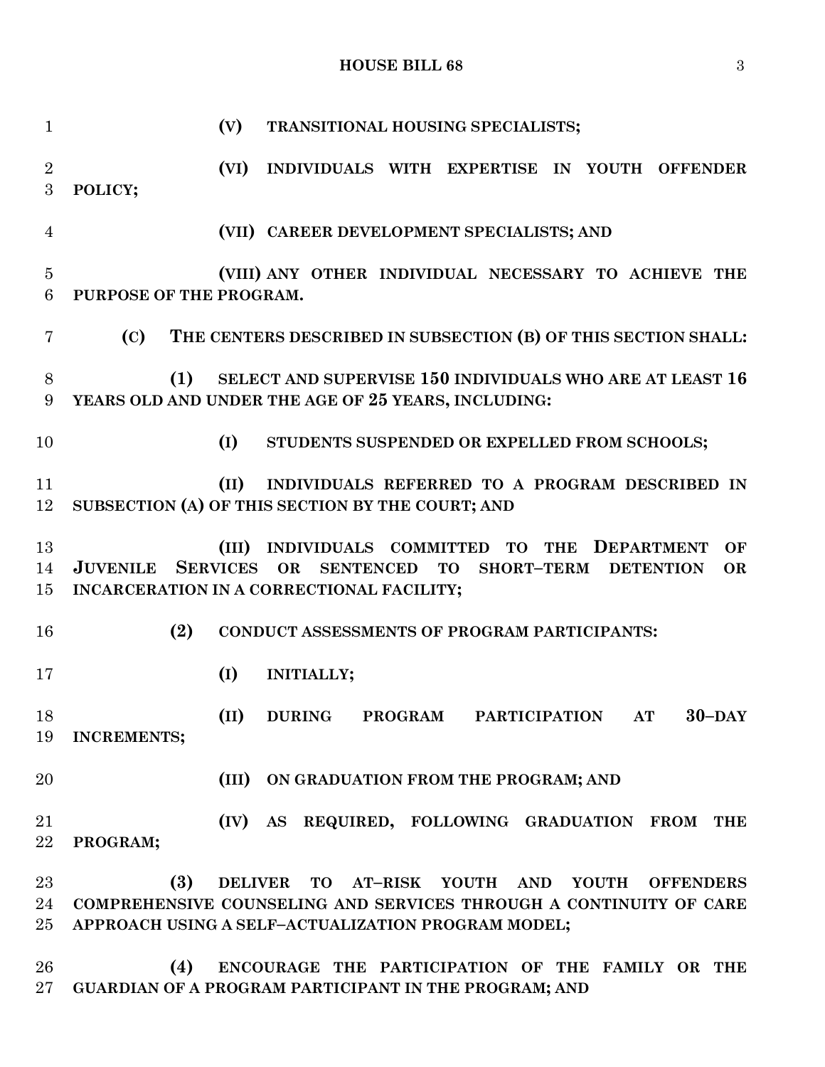**(V) TRANSITIONAL HOUSING SPECIALISTS;**

**(VI) INDIVIDUALS WITH EXPERTISE IN YOUTH OFFENDER POLICY;**

**(VII) CAREER DEVELOPMENT SPECIALISTS; AND**

**(VIII) ANY OTHER INDIVIDUAL NECESSARY TO ACHIEVE THE PURPOSE OF THE PROGRAM.**

**(C) THE CENTERS DESCRIBED IN SUBSECTION (B) OF THIS SECTION SHALL:**

**(1) SELECT AND SUPERVISE 150 INDIVIDUALS WHO ARE AT LEAST 16 YEARS OLD AND UNDER THE AGE OF 25 YEARS, INCLUDING:**

**(I) STUDENTS SUSPENDED OR EXPELLED FROM SCHOOLS;**

**(II) INDIVIDUALS REFERRED TO A PROGRAM DESCRIBED IN SUBSECTION (A) OF THIS SECTION BY THE COURT; AND**

**(III) INDIVIDUALS COMMITTED TO THE DEPARTMENT OF JUVENILE SERVICES OR SENTENCED TO SHORT–TERM DETENTION OR INCARCERATION IN A CORRECTIONAL FACILITY;**

**(2) CONDUCT ASSESSMENTS OF PROGRAM PARTICIPANTS:**

**(I) INITIALLY;**

**(II) DURING PROGRAM PARTICIPATION AT 30–DAY INCREMENTS;**

**(III) ON GRADUATION FROM THE PROGRAM; AND**

**(IV) AS REQUIRED, FOLLOWING GRADUATION FROM THE PROGRAM;**

**(3) DELIVER TO AT–RISK YOUTH AND YOUTH OFFENDERS COMPREHENSIVE COUNSELING AND SERVICES THROUGH A CONTINUITY OF CARE APPROACH USING A SELF–ACTUALIZATION PROGRAM MODEL;**

**(4) ENCOURAGE THE PARTICIPATION OF THE FAMILY OR THE GUARDIAN OF A PROGRAM PARTICIPANT IN THE PROGRAM; AND**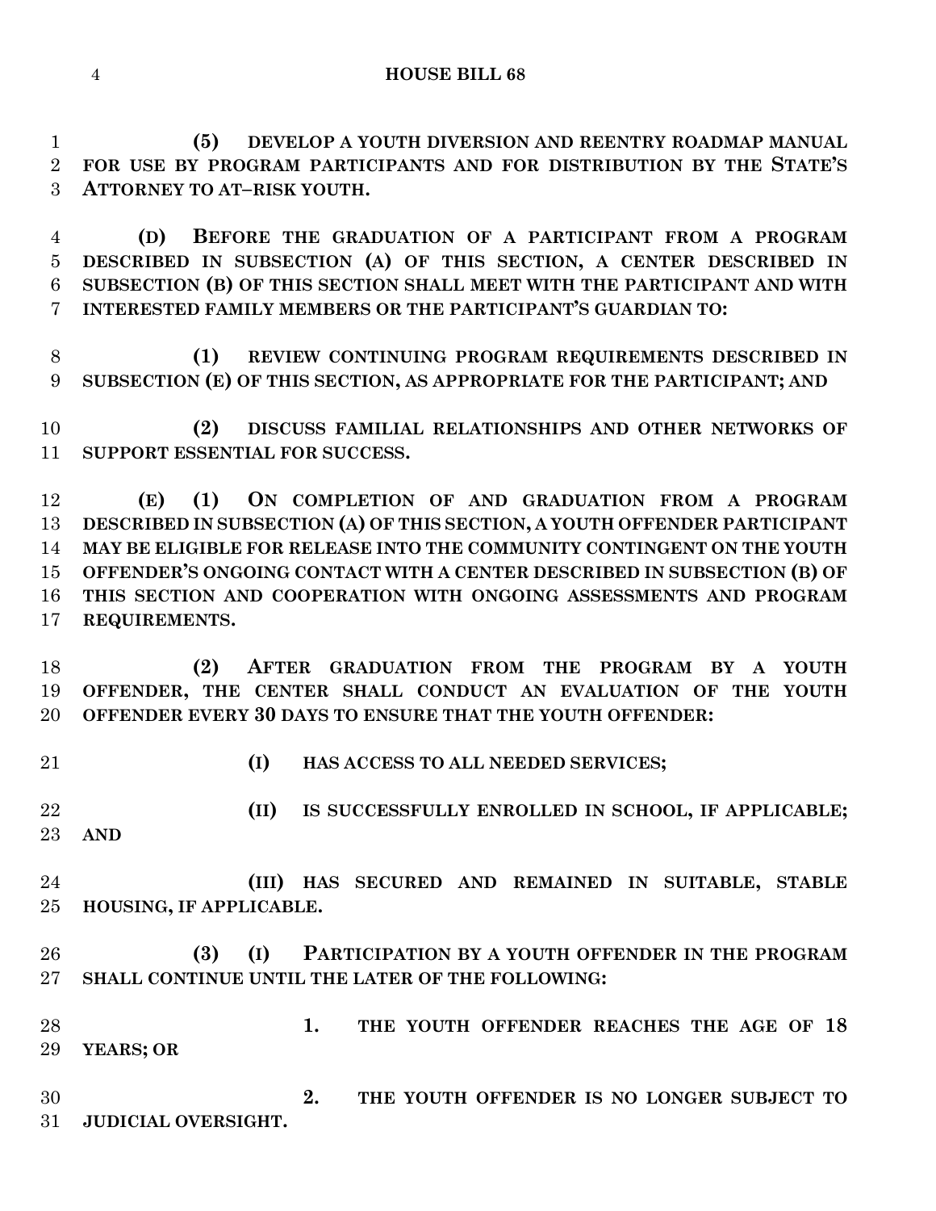**(5) DEVELOP A YOUTH DIVERSION AND REENTRY ROADMAP MANUAL FOR USE BY PROGRAM PARTICIPANTS AND FOR DISTRIBUTION BY THE STATE'S ATTORNEY TO AT–RISK YOUTH.**

**(D) BEFORE THE GRADUATION OF A PARTICIPANT FROM A PROGRAM DESCRIBED IN SUBSECTION (A) OF THIS SECTION, A CENTER DESCRIBED IN SUBSECTION (B) OF THIS SECTION SHALL MEET WITH THE PARTICIPANT AND WITH INTERESTED FAMILY MEMBERS OR THE PARTICIPANT'S GUARDIAN TO:**

**(1) REVIEW CONTINUING PROGRAM REQUIREMENTS DESCRIBED IN SUBSECTION (E) OF THIS SECTION, AS APPROPRIATE FOR THE PARTICIPANT; AND**

**(2) DISCUSS FAMILIAL RELATIONSHIPS AND OTHER NETWORKS OF SUPPORT ESSENTIAL FOR SUCCESS.**

**(E) (1) ON COMPLETION OF AND GRADUATION FROM A PROGRAM DESCRIBED IN SUBSECTION (A) OF THIS SECTION, A YOUTH OFFENDER PARTICIPANT MAY BE ELIGIBLE FOR RELEASE INTO THE COMMUNITY CONTINGENT ON THE YOUTH OFFENDER'S ONGOING CONTACT WITH A CENTER DESCRIBED IN SUBSECTION (B) OF THIS SECTION AND COOPERATION WITH ONGOING ASSESSMENTS AND PROGRAM REQUIREMENTS.**

**(2) AFTER GRADUATION FROM THE PROGRAM BY A YOUTH OFFENDER, THE CENTER SHALL CONDUCT AN EVALUATION OF THE YOUTH OFFENDER EVERY 30 DAYS TO ENSURE THAT THE YOUTH OFFENDER:**

**(I) HAS ACCESS TO ALL NEEDED SERVICES;**

**(II) IS SUCCESSFULLY ENROLLED IN SCHOOL, IF APPLICABLE; AND**

**(III) HAS SECURED AND REMAINED IN SUITABLE, STABLE HOUSING, IF APPLICABLE.**

**(3) (I) PARTICIPATION BY A YOUTH OFFENDER IN THE PROGRAM SHALL CONTINUE UNTIL THE LATER OF THE FOLLOWING:**

**1. THE YOUTH OFFENDER REACHES THE AGE OF 18 YEARS; OR**

**2. THE YOUTH OFFENDER IS NO LONGER SUBJECT TO JUDICIAL OVERSIGHT.**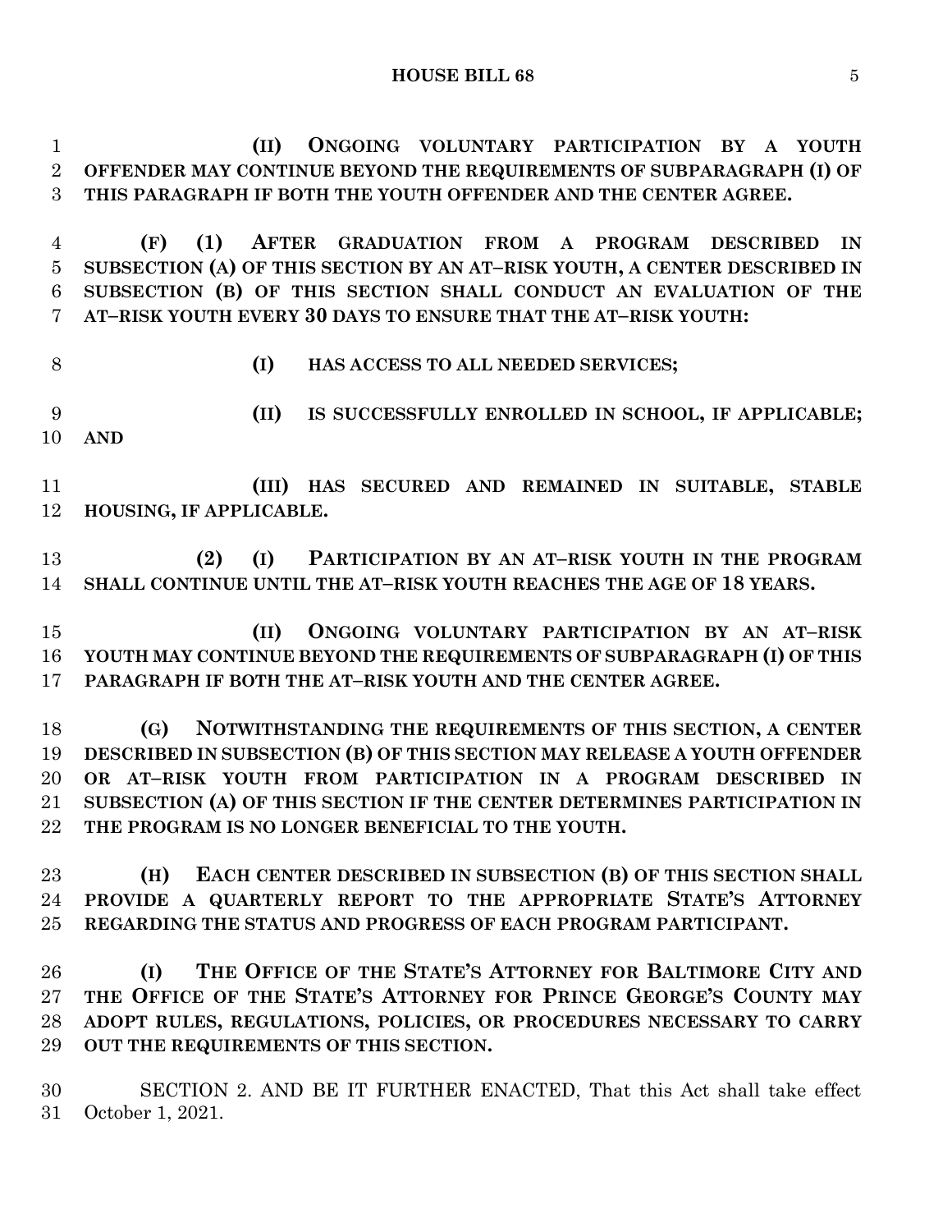**(II) ONGOING VOLUNTARY PARTICIPATION BY A YOUTH OFFENDER MAY CONTINUE BEYOND THE REQUIREMENTS OF SUBPARAGRAPH (I) OF THIS PARAGRAPH IF BOTH THE YOUTH OFFENDER AND THE CENTER AGREE.**

**(F) (1) AFTER GRADUATION FROM A PROGRAM DESCRIBED IN SUBSECTION (A) OF THIS SECTION BY AN AT–RISK YOUTH, A CENTER DESCRIBED IN SUBSECTION (B) OF THIS SECTION SHALL CONDUCT AN EVALUATION OF THE AT–RISK YOUTH EVERY 30 DAYS TO ENSURE THAT THE AT–RISK YOUTH:**

**(I) HAS ACCESS TO ALL NEEDED SERVICES;**

**(II) IS SUCCESSFULLY ENROLLED IN SCHOOL, IF APPLICABLE; AND**

**(III) HAS SECURED AND REMAINED IN SUITABLE, STABLE HOUSING, IF APPLICABLE.**

**(2) (I) PARTICIPATION BY AN AT–RISK YOUTH IN THE PROGRAM SHALL CONTINUE UNTIL THE AT–RISK YOUTH REACHES THE AGE OF 18 YEARS.**

**(II) ONGOING VOLUNTARY PARTICIPATION BY AN AT–RISK YOUTH MAY CONTINUE BEYOND THE REQUIREMENTS OF SUBPARAGRAPH (I) OF THIS PARAGRAPH IF BOTH THE AT–RISK YOUTH AND THE CENTER AGREE.**

**(G) NOTWITHSTANDING THE REQUIREMENTS OF THIS SECTION, A CENTER DESCRIBED IN SUBSECTION (B) OF THIS SECTION MAY RELEASE A YOUTH OFFENDER OR AT–RISK YOUTH FROM PARTICIPATION IN A PROGRAM DESCRIBED IN SUBSECTION (A) OF THIS SECTION IF THE CENTER DETERMINES PARTICIPATION IN THE PROGRAM IS NO LONGER BENEFICIAL TO THE YOUTH.**

**(H) EACH CENTER DESCRIBED IN SUBSECTION (B) OF THIS SECTION SHALL PROVIDE A QUARTERLY REPORT TO THE APPROPRIATE STATE'S ATTORNEY REGARDING THE STATUS AND PROGRESS OF EACH PROGRAM PARTICIPANT.**

**(I) THE OFFICE OF THE STATE'S ATTORNEY FOR BALTIMORE CITY AND THE OFFICE OF THE STATE'S ATTORNEY FOR PRINCE GEORGE'S COUNTY MAY ADOPT RULES, REGULATIONS, POLICIES, OR PROCEDURES NECESSARY TO CARRY OUT THE REQUIREMENTS OF THIS SECTION.**

SECTION 2. AND BE IT FURTHER ENACTED, That this Act shall take effect October 1, 2021.